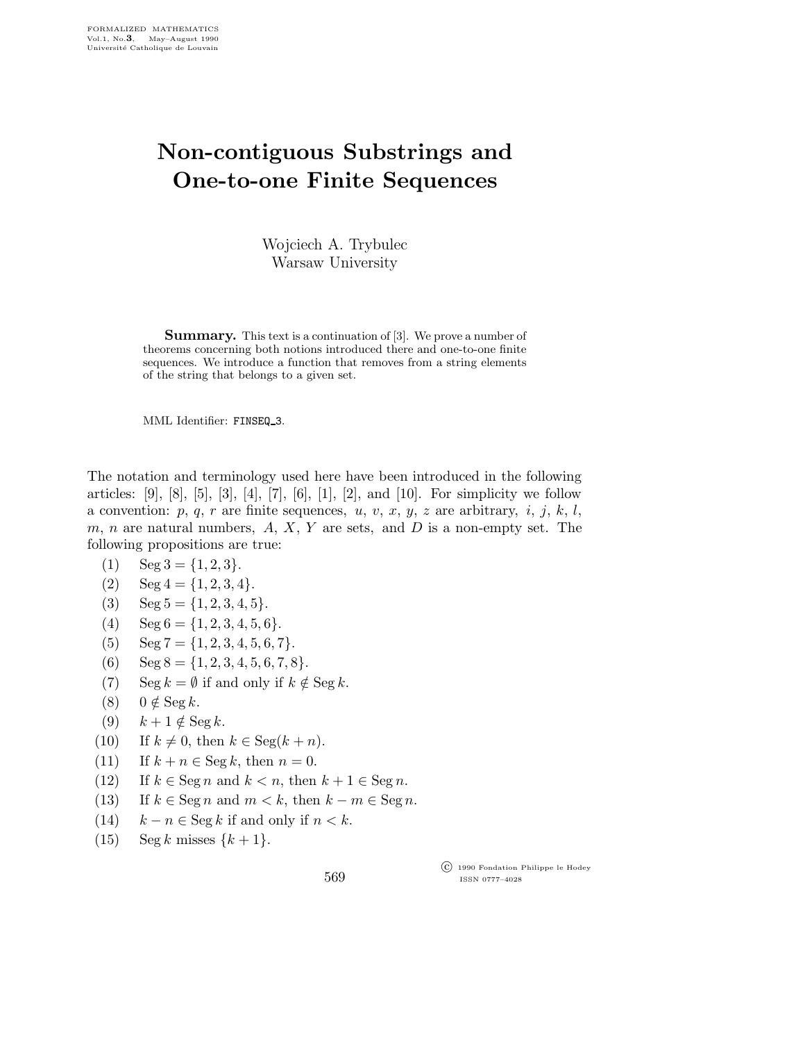# Non-contiguous Substrings and One-to-one Finite Sequences

Wojciech A. Trybulec
Warsaw University

**Summary.** This text is a continuation of [3]. We prove a number of theorems concerning both notions introduced there and one-to-one finite sequences. We introduce a function that removes from a string elements of the string that belongs to a given set.

MML Identifier: FINSEQ_3.

The notation and terminology used here have been introduced in the following articles: [9], [8], [5], [3], [4], [7], [6], [1], [2], and [10]. For simplicity we follow a convention: $p$, $q$, $r$ are finite sequences, $u$, $v$, $x$, $y$, $z$ are arbitrary, $i$, $j$, $k$, $l$, $m$, $n$ are natural numbers, $A$, $X$, $Y$ are sets, and $D$ is a non-empty set. The following propositions are true:

(1) $\operatorname{Seg} 3 = \{1, 2, 3\}$.

(2) $\operatorname{Seg} 4 = \{1, 2, 3, 4\}$.

(3) $\operatorname{Seg} 5 = \{1, 2, 3, 4, 5\}$.

(4) $\operatorname{Seg} 6 = \{1, 2, 3, 4, 5, 6\}$.

(5) $\operatorname{Seg} 7 = \{1, 2, 3, 4, 5, 6, 7\}$.

(6) $\operatorname{Seg} 8 = \{1, 2, 3, 4, 5, 6, 7, 8\}$.

(7) $\operatorname{Seg} k = \emptyset$ if and only if $k \notin \operatorname{Seg} k$.

(8) $0 \notin \operatorname{Seg} k$.

(9) $k + 1 \notin \operatorname{Seg} k$.

(10) If $k \neq 0$, then $k \in \operatorname{Seg}(k + n)$.

(11) If $k + n \in \operatorname{Seg} k$, then $n = 0$.

(12) If $k \in \operatorname{Seg} n$ and $k < n$, then $k + 1 \in \operatorname{Seg} n$.

(13) If $k \in \operatorname{Seg} n$ and $m < k$, then $k - m \in \operatorname{Seg} n$.

(14) $k - n \in \operatorname{Seg} k$ if and only if $n < k$.

(15) $\operatorname{Seg} k$ misses $\{k + 1\}$.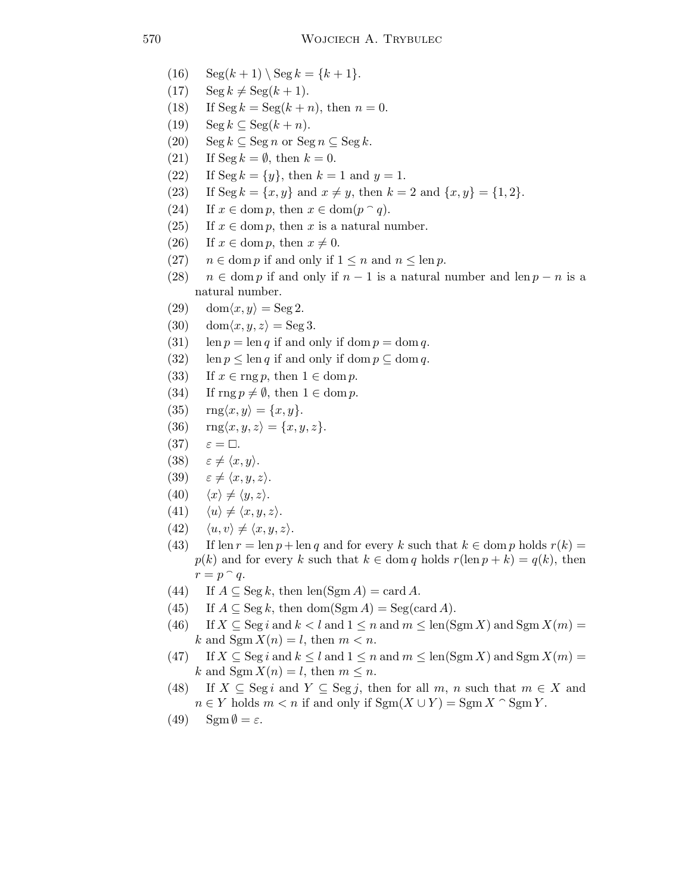(16) $\operatorname{Seg}(k+1) \setminus \operatorname{Seg} k = \{k+1\}$.

(17) $\operatorname{Seg} k \neq \operatorname{Seg}(k+1)$.

(18) If $\operatorname{Seg} k = \operatorname{Seg}(k+n)$, then $n = 0$.

(19) $\operatorname{Seg} k \subseteq \operatorname{Seg}(k+n)$.

(20) $\operatorname{Seg} k \subseteq \operatorname{Seg} n$ or $\operatorname{Seg} n \subseteq \operatorname{Seg} k$.

(21) If $\operatorname{Seg} k = \emptyset$, then $k = 0$.

(22) If $\operatorname{Seg} k = \{y\}$, then $k = 1$ and $y = 1$.

(23) If $\operatorname{Seg} k = \{x, y\}$ and $x \neq y$, then $k = 2$ and $\{x, y\} = \{1, 2\}$.

(24) If $x \in \operatorname{dom} p$, then $x \in \operatorname{dom}(p \frown q)$.

(25) If $x \in \operatorname{dom} p$, then $x$ is a natural number.

(26) If $x \in \operatorname{dom} p$, then $x \neq 0$.

(27) $n \in \operatorname{dom} p$ if and only if $1 \leq n$ and $n \leq \operatorname{len} p$.

(28) $n \in \operatorname{dom} p$ if and only if $n - 1$ is a natural number and $\operatorname{len} p - n$ is a natural number.

(29) $\operatorname{dom}\langle x, y\rangle = \operatorname{Seg} 2$.

(30) $\operatorname{dom}\langle x, y, z\rangle = \operatorname{Seg} 3$.

(31) $\operatorname{len} p = \operatorname{len} q$ if and only if $\operatorname{dom} p = \operatorname{dom} q$.

(32) $\operatorname{len} p \leq \operatorname{len} q$ if and only if $\operatorname{dom} p \subseteq \operatorname{dom} q$.

(33) If $x \in \operatorname{rng} p$, then $1 \in \operatorname{dom} p$.

(34) If $\operatorname{rng} p \neq \emptyset$, then $1 \in \operatorname{dom} p$.

(35) $\operatorname{rng}\langle x, y\rangle = \{x, y\}$.

(36) $\operatorname{rng}\langle x, y, z\rangle = \{x, y, z\}$.

(37) $\varepsilon = \square$.

(38) $\varepsilon \neq \langle x, y\rangle$.

(39) $\varepsilon \neq \langle x, y, z\rangle$.

(40) $\langle x\rangle \neq \langle y, z\rangle$.

(41) $\langle u\rangle \neq \langle x, y, z\rangle$.

(42) $\langle u, v\rangle \neq \langle x, y, z\rangle$.

(43) If $\operatorname{len} r = \operatorname{len} p + \operatorname{len} q$ and for every $k$ such that $k \in \operatorname{dom} p$ holds $r(k) = p(k)$ and for every $k$ such that $k \in \operatorname{dom} q$ holds $r(\operatorname{len} p + k) = q(k)$, then $r = p \frown q$.

(44) If $A \subseteq \operatorname{Seg} k$, then $\operatorname{len}(\operatorname{Sgm} A) = \operatorname{card} A$.

(45) If $A \subseteq \operatorname{Seg} k$, then $\operatorname{dom}(\operatorname{Sgm} A) = \operatorname{Seg}(\operatorname{card} A)$.

(46) If $X \subseteq \operatorname{Seg} i$ and $k < l$ and $1 \leq n$ and $m \leq \operatorname{len}(\operatorname{Sgm} X)$ and $\operatorname{Sgm} X(m) = k$ and $\operatorname{Sgm} X(n) = l$, then $m < n$.

(47) If $X \subseteq \operatorname{Seg} i$ and $k \leq l$ and $1 \leq n$ and $m \leq \operatorname{len}(\operatorname{Sgm} X)$ and $\operatorname{Sgm} X(m) = k$ and $\operatorname{Sgm} X(n) = l$, then $m \leq n$.

(48) If $X \subseteq \operatorname{Seg} i$ and $Y \subseteq \operatorname{Seg} j$, then for all $m$, $n$ such that $m \in X$ and $n \in Y$ holds $m < n$ if and only if $\operatorname{Sgm}(X \cup Y) = \operatorname{Sgm} X \frown \operatorname{Sgm} Y$.

(49) $\operatorname{Sgm} \emptyset = \varepsilon$.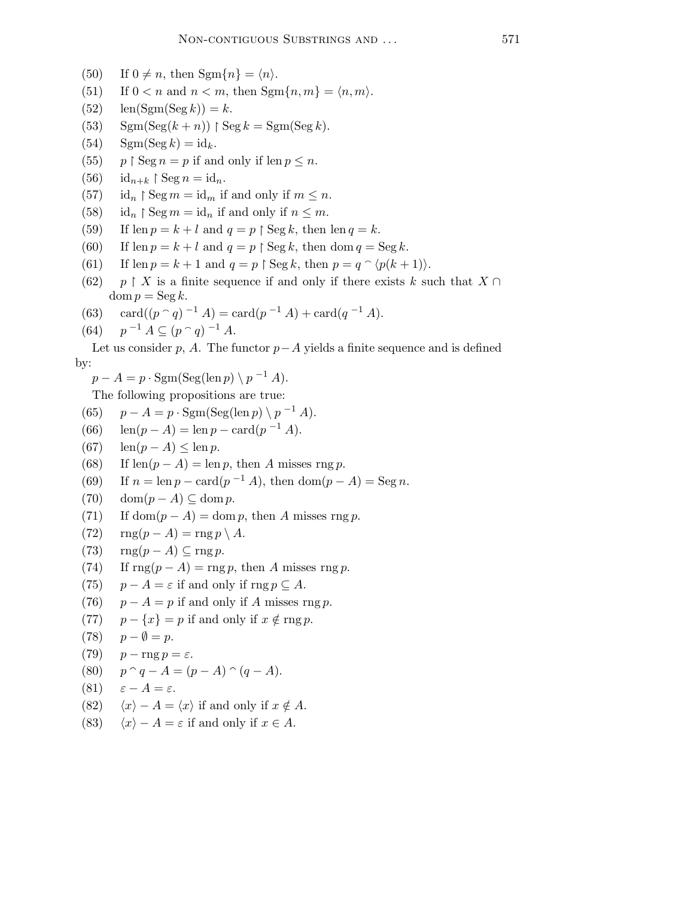(50) If $0 \neq n$, then $\mathrm{Sgm}\{n\} = \langle n \rangle$.

(51) If $0 < n$ and $n < m$, then $\mathrm{Sgm}\{n, m\} = \langle n, m \rangle$.

(52) $\mathrm{len}(\mathrm{Sgm}(\mathrm{Seg}\, k)) = k$.

(53) $\mathrm{Sgm}(\mathrm{Seg}(k + n)) \restriction \mathrm{Seg}\, k = \mathrm{Sgm}(\mathrm{Seg}\, k)$.

(54) $\mathrm{Sgm}(\mathrm{Seg}\, k) = \mathrm{id}_k$.

(55) $p \restriction \mathrm{Seg}\, n = p$ if and only if $\mathrm{len}\, p \leq n$.

(56) $\mathrm{id}_{n+k} \restriction \mathrm{Seg}\, n = \mathrm{id}_n$.

(57) $\mathrm{id}_n \restriction \mathrm{Seg}\, m = \mathrm{id}_m$ if and only if $m \leq n$.

(58) $\mathrm{id}_n \restriction \mathrm{Seg}\, m = \mathrm{id}_n$ if and only if $n \leq m$.

(59) If $\mathrm{len}\, p = k + l$ and $q = p \restriction \mathrm{Seg}\, k$, then $\mathrm{len}\, q = k$.

(60) If $\mathrm{len}\, p = k + l$ and $q = p \restriction \mathrm{Seg}\, k$, then $\mathrm{dom}\, q = \mathrm{Seg}\, k$.

(61) If $\mathrm{len}\, p = k + 1$ and $q = p \restriction \mathrm{Seg}\, k$, then $p = q \frown \langle p(k + 1) \rangle$.

(62) $p \restriction X$ is a finite sequence if and only if there exists $k$ such that $X \cap \mathrm{dom}\, p = \mathrm{Seg}\, k$.

(63) $\mathrm{card}((p \frown q)^{-1} A) = \mathrm{card}(p^{-1} A) + \mathrm{card}(q^{-1} A)$.

(64) $p^{-1} A \subseteq (p \frown q)^{-1} A$.

Let us consider $p$, $A$. The functor $p - A$ yields a finite sequence and is defined by:

$p - A = p \cdot \mathrm{Sgm}(\mathrm{Seg}(\mathrm{len}\, p) \setminus p^{-1} A)$.

The following propositions are true:

(65) $p - A = p \cdot \mathrm{Sgm}(\mathrm{Seg}(\mathrm{len}\, p) \setminus p^{-1} A)$.

(66) $\mathrm{len}(p - A) = \mathrm{len}\, p - \mathrm{card}(p^{-1} A)$.

(67) $\mathrm{len}(p - A) \leq \mathrm{len}\, p$.

(68) If $\mathrm{len}(p - A) = \mathrm{len}\, p$, then $A$ misses $\mathrm{rng}\, p$.

(69) If $n = \mathrm{len}\, p - \mathrm{card}(p^{-1} A)$, then $\mathrm{dom}(p - A) = \mathrm{Seg}\, n$.

(70) $\mathrm{dom}(p - A) \subseteq \mathrm{dom}\, p$.

(71) If $\mathrm{dom}(p - A) = \mathrm{dom}\, p$, then $A$ misses $\mathrm{rng}\, p$.

(72) $\mathrm{rng}(p - A) = \mathrm{rng}\, p \setminus A$.

(73) $\mathrm{rng}(p - A) \subseteq \mathrm{rng}\, p$.

(74) If $\mathrm{rng}(p - A) = \mathrm{rng}\, p$, then $A$ misses $\mathrm{rng}\, p$.

(75) $p - A = \varepsilon$ if and only if $\mathrm{rng}\, p \subseteq A$.

(76) $p - A = p$ if and only if $A$ misses $\mathrm{rng}\, p$.

(77) $p - \{x\} = p$ if and only if $x \notin \mathrm{rng}\, p$.

(78) $p - \emptyset = p$.

(79) $p - \mathrm{rng}\, p = \varepsilon$.

(80) $p \frown q - A = (p - A) \frown (q - A)$.

(81) $\varepsilon - A = \varepsilon$.

(82) $\langle x \rangle - A = \langle x \rangle$ if and only if $x \notin A$.

(83) $\langle x \rangle - A = \varepsilon$ if and only if $x \in A$.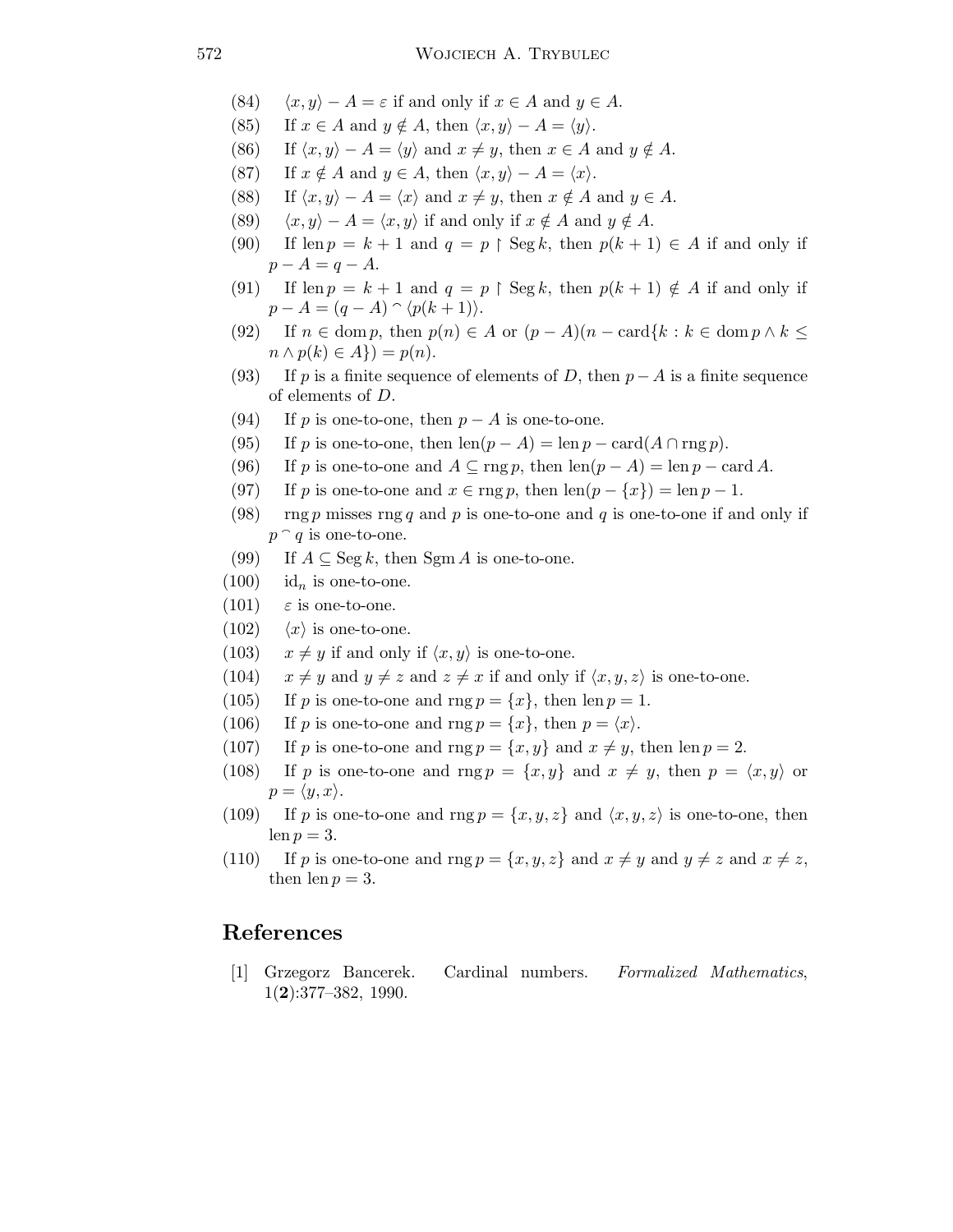(84) $\langle x, y\rangle - A = \varepsilon$ if and only if $x \in A$ and $y \in A$.

(85) If $x \in A$ and $y \notin A$, then $\langle x, y\rangle - A = \langle y\rangle$.

(86) If $\langle x, y\rangle - A = \langle y\rangle$ and $x \neq y$, then $x \in A$ and $y \notin A$.

(87) If $x \notin A$ and $y \in A$, then $\langle x, y\rangle - A = \langle x\rangle$.

(88) If $\langle x, y\rangle - A = \langle x\rangle$ and $x \neq y$, then $x \notin A$ and $y \in A$.

(89) $\langle x, y\rangle - A = \langle x, y\rangle$ if and only if $x \notin A$ and $y \notin A$.

(90) If $\operatorname{len} p = k + 1$ and $q = p \restriction \operatorname{Seg} k$, then $p(k+1) \in A$ if and only if $p - A = q - A$.

(91) If $\operatorname{len} p = k + 1$ and $q = p \restriction \operatorname{Seg} k$, then $p(k+1) \notin A$ if and only if $p - A = (q - A) \frown \langle p(k+1)\rangle$.

(92) If $n \in \operatorname{dom} p$, then $p(n) \in A$ or $(p - A)(n - \operatorname{card}\{k : k \in \operatorname{dom} p \wedge k \leq n \wedge p(k) \in A\}) = p(n)$.

(93) If $p$ is a finite sequence of elements of $D$, then $p - A$ is a finite sequence of elements of $D$.

(94) If $p$ is one-to-one, then $p - A$ is one-to-one.

(95) If $p$ is one-to-one, then $\operatorname{len}(p - A) = \operatorname{len} p - \operatorname{card}(A \cap \operatorname{rng} p)$.

(96) If $p$ is one-to-one and $A \subseteq \operatorname{rng} p$, then $\operatorname{len}(p - A) = \operatorname{len} p - \operatorname{card} A$.

(97) If $p$ is one-to-one and $x \in \operatorname{rng} p$, then $\operatorname{len}(p - \{x\}) = \operatorname{len} p - 1$.

(98) $\operatorname{rng} p$ misses $\operatorname{rng} q$ and $p$ is one-to-one and $q$ is one-to-one if and only if $p \frown q$ is one-to-one.

(99) If $A \subseteq \operatorname{Seg} k$, then $\operatorname{Sgm} A$ is one-to-one.

(100) $\operatorname{id}_n$ is one-to-one.

(101) $\varepsilon$ is one-to-one.

(102) $\langle x\rangle$ is one-to-one.

(103) $x \neq y$ if and only if $\langle x, y\rangle$ is one-to-one.

(104) $x \neq y$ and $y \neq z$ and $z \neq x$ if and only if $\langle x, y, z\rangle$ is one-to-one.

(105) If $p$ is one-to-one and $\operatorname{rng} p = \{x\}$, then $\operatorname{len} p = 1$.

(106) If $p$ is one-to-one and $\operatorname{rng} p = \{x\}$, then $p = \langle x\rangle$.

(107) If $p$ is one-to-one and $\operatorname{rng} p = \{x, y\}$ and $x \neq y$, then $\operatorname{len} p = 2$.

(108) If $p$ is one-to-one and $\operatorname{rng} p = \{x, y\}$ and $x \neq y$, then $p = \langle x, y\rangle$ or $p = \langle y, x\rangle$.

(109) If $p$ is one-to-one and $\operatorname{rng} p = \{x, y, z\}$ and $\langle x, y, z\rangle$ is one-to-one, then $\operatorname{len} p = 3$.

(110) If $p$ is one-to-one and $\operatorname{rng} p = \{x, y, z\}$ and $x \neq y$ and $y \neq z$ and $x \neq z$, then $\operatorname{len} p = 3$.

## References

[1] Grzegorz Bancerek. Cardinal numbers. *Formalized Mathematics*, 1(**2**):377–382, 1990.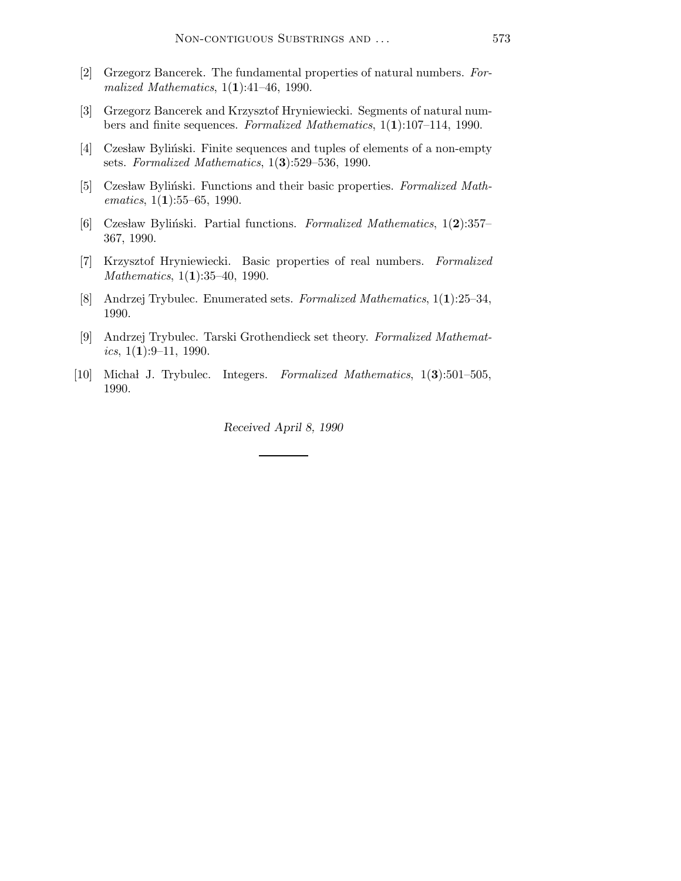[2] Grzegorz Bancerek. The fundamental properties of natural numbers. *Formalized Mathematics*, 1(**1**):41–46, 1990.

[3] Grzegorz Bancerek and Krzysztof Hryniewiecki. Segments of natural numbers and finite sequences. *Formalized Mathematics*, 1(**1**):107–114, 1990.

[4] Czesław Byliński. Finite sequences and tuples of elements of a non-empty sets. *Formalized Mathematics*, 1(**3**):529–536, 1990.

[5] Czesław Byliński. Functions and their basic properties. *Formalized Mathematics*, 1(**1**):55–65, 1990.

[6] Czesław Byliński. Partial functions. *Formalized Mathematics*, 1(**2**):357–367, 1990.

[7] Krzysztof Hryniewiecki. Basic properties of real numbers. *Formalized Mathematics*, 1(**1**):35–40, 1990.

[8] Andrzej Trybulec. Enumerated sets. *Formalized Mathematics*, 1(**1**):25–34, 1990.

[9] Andrzej Trybulec. Tarski Grothendieck set theory. *Formalized Mathematics*, 1(**1**):9–11, 1990.

[10] Michał J. Trybulec. Integers. *Formalized Mathematics*, 1(**3**):501–505, 1990.

*Received April 8, 1990*